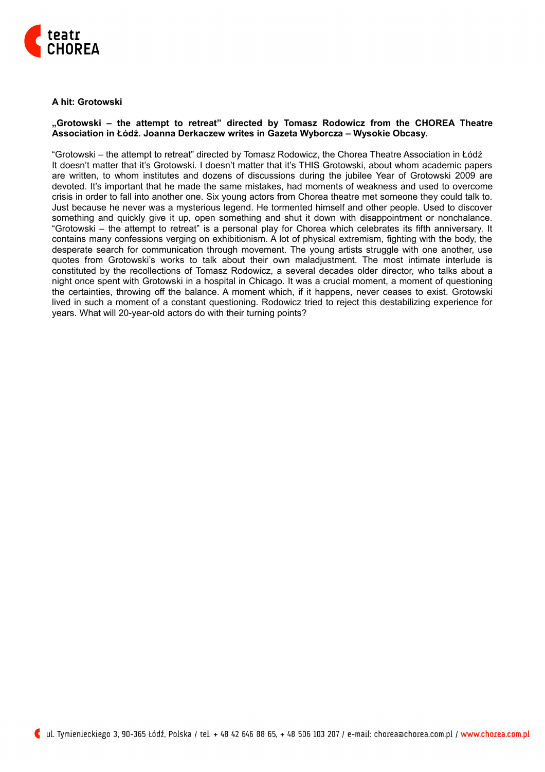**A hit: Grotowski**

**„Grotowski – the attempt to retreat" directed by Tomasz Rodowicz from the CHOREA Theatre Association in Łódź. Joanna Derkaczew writes in Gazeta Wyborcza – Wysokie Obcasy.**

"Grotowski – the attempt to retreat" directed by Tomasz Rodowicz, the Chorea Theatre Association in Łódź
It doesn't matter that it's Grotowski. I doesn't matter that it's THIS Grotowski, about whom academic papers are written, to whom institutes and dozens of discussions during the jubilee Year of Grotowski 2009 are devoted. It's important that he made the same mistakes, had moments of weakness and used to overcome crisis in order to fall into another one. Six young actors from Chorea theatre met someone they could talk to. Just because he never was a mysterious legend. He tormented himself and other people. Used to discover something and quickly give it up, open something and shut it down with disappointment or nonchalance. "Grotowski – the attempt to retreat" is a personal play for Chorea which celebrates its fifth anniversary. It contains many confessions verging on exhibitionism. A lot of physical extremism, fighting with the body, the desperate search for communication through movement. The young artists struggle with one another, use quotes from Grotowski's works to talk about their own maladjustment. The most intimate interlude is constituted by the recollections of Tomasz Rodowicz, a several decades older director, who talks about a night once spent with Grotowski in a hospital in Chicago. It was a crucial moment, a moment of questioning the certainties, throwing off the balance. A moment which, if it happens, never ceases to exist. Grotowski lived in such a moment of a constant questioning. Rodowicz tried to reject this destabilizing experience for years. What will 20-year-old actors do with their turning points?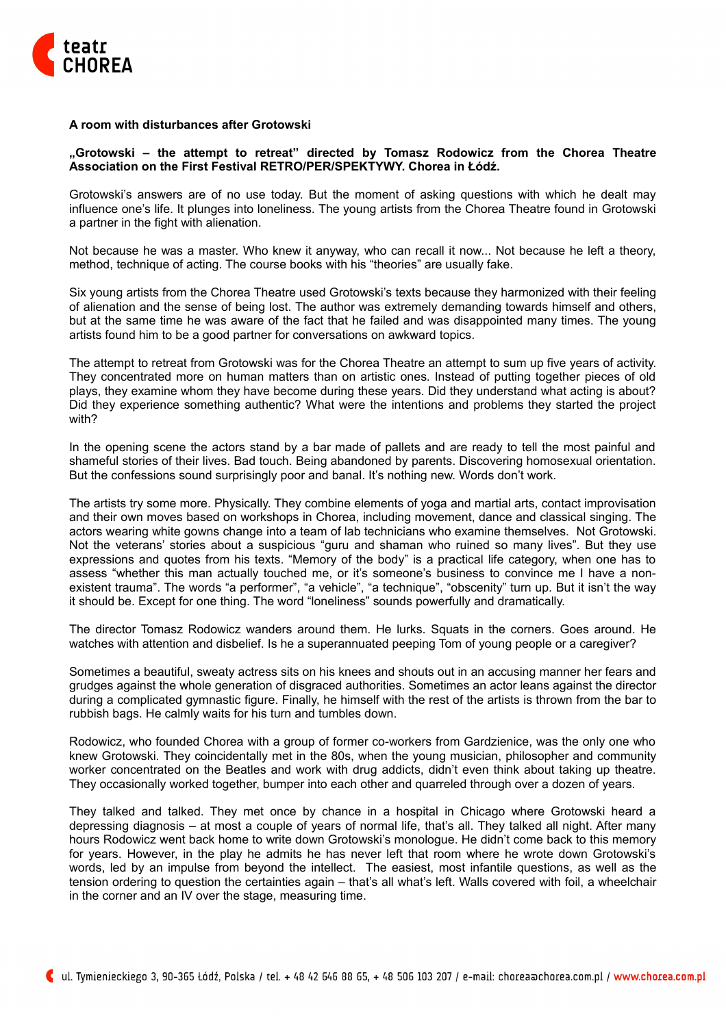**A room with disturbances after Grotowski**

**„Grotowski – the attempt to retreat" directed by Tomasz Rodowicz from the Chorea Theatre Association on the First Festival RETRO/PER/SPEKTYWY. Chorea in Łódź.**

Grotowski's answers are of no use today. But the moment of asking questions with which he dealt may influence one's life. It plunges into loneliness. The young artists from the Chorea Theatre found in Grotowski a partner in the fight with alienation.

Not because he was a master. Who knew it anyway, who can recall it now... Not because he left a theory, method, technique of acting. The course books with his "theories" are usually fake.

Six young artists from the Chorea Theatre used Grotowski's texts because they harmonized with their feeling of alienation and the sense of being lost. The author was extremely demanding towards himself and others, but at the same time he was aware of the fact that he failed and was disappointed many times. The young artists found him to be a good partner for conversations on awkward topics.

The attempt to retreat from Grotowski was for the Chorea Theatre an attempt to sum up five years of activity. They concentrated more on human matters than on artistic ones. Instead of putting together pieces of old plays, they examine whom they have become during these years. Did they understand what acting is about? Did they experience something authentic? What were the intentions and problems they started the project with?

In the opening scene the actors stand by a bar made of pallets and are ready to tell the most painful and shameful stories of their lives. Bad touch. Being abandoned by parents. Discovering homosexual orientation. But the confessions sound surprisingly poor and banal. It's nothing new. Words don't work.

The artists try some more. Physically. They combine elements of yoga and martial arts, contact improvisation and their own moves based on workshops in Chorea, including movement, dance and classical singing. The actors wearing white gowns change into a team of lab technicians who examine themselves. Not Grotowski. Not the veterans' stories about a suspicious "guru and shaman who ruined so many lives". But they use expressions and quotes from his texts. "Memory of the body" is a practical life category, when one has to assess "whether this man actually touched me, or it's someone's business to convince me I have a non-existent trauma". The words "a performer", "a vehicle", "a technique", "obscenity" turn up. But it isn't the way it should be. Except for one thing. The word "loneliness" sounds powerfully and dramatically.

The director Tomasz Rodowicz wanders around them. He lurks. Squats in the corners. Goes around. He watches with attention and disbelief. Is he a superannuated peeping Tom of young people or a caregiver?

Sometimes a beautiful, sweaty actress sits on his knees and shouts out in an accusing manner her fears and grudges against the whole generation of disgraced authorities. Sometimes an actor leans against the director during a complicated gymnastic figure. Finally, he himself with the rest of the artists is thrown from the bar to rubbish bags. He calmly waits for his turn and tumbles down.

Rodowicz, who founded Chorea with a group of former co-workers from Gardzienice, was the only one who knew Grotowski. They coincidentally met in the 80s, when the young musician, philosopher and community worker concentrated on the Beatles and work with drug addicts, didn't even think about taking up theatre. They occasionally worked together, bumper into each other and quarreled through over a dozen of years.

They talked and talked. They met once by chance in a hospital in Chicago where Grotowski heard a depressing diagnosis – at most a couple of years of normal life, that's all. They talked all night. After many hours Rodowicz went back home to write down Grotowski's monologue. He didn't come back to this memory for years. However, in the play he admits he has never left that room where he wrote down Grotowski's words, led by an impulse from beyond the intellect. The easiest, most infantile questions, as well as the tension ordering to question the certainties again – that's all what's left. Walls covered with foil, a wheelchair in the corner and an IV over the stage, measuring time.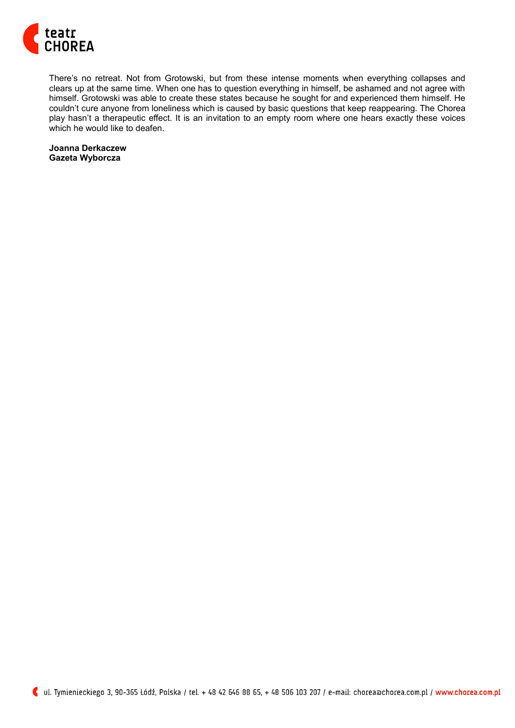There's no retreat. Not from Grotowski, but from these intense moments when everything collapses and clears up at the same time. When one has to question everything in himself, be ashamed and not agree with himself. Grotowski was able to create these states because he sought for and experienced them himself. He couldn't cure anyone from loneliness which is caused by basic questions that keep reappearing. The Chorea play hasn't a therapeutic effect. It is an invitation to an empty room where one hears exactly these voices which he would like to deafen.

**Joanna Derkaczew**
**Gazeta Wyborcza**